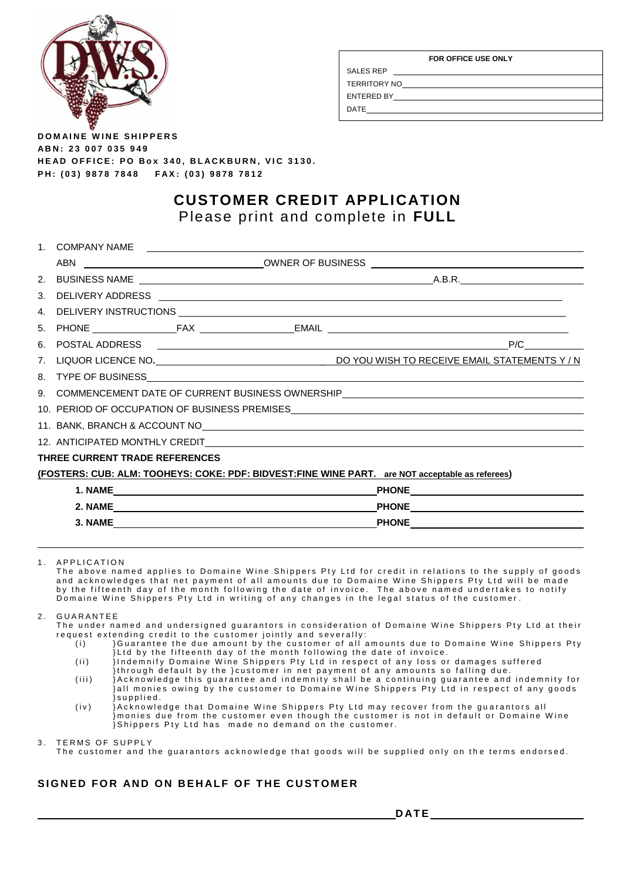**FOR OFFICE USE ONLY**

SALES REP \_\_\_\_\_\_\_\_\_\_

TERRITORY NO\_\_\_\_\_\_\_\_\_\_

ENTERED BY\_\_\_\_\_\_\_\_\_\_

DATE\_\_\_\_\_\_\_\_\_\_

**DOMAINE WINE SHIPPERS**
**ABN: 23 007 035 949**
**HEAD OFFICE: PO Box 340, BLACKBURN, VIC 3130.**
**PH: (03) 9878 7848 FAX: (03) 9878 7812**

# CUSTOMER CREDIT APPLICATION

Please print and complete in **FULL**

1. COMPANY NAME \_\_\_\_\_\_\_\_\_\_
   ABN \_\_\_\_\_\_\_\_\_\_ OWNER OF BUSINESS \_\_\_\_\_\_\_\_\_\_
2. BUSINESS NAME \_\_\_\_\_\_\_\_\_\_ A.B.R. \_\_\_\_\_\_\_\_\_\_
3. DELIVERY ADDRESS \_\_\_\_\_\_\_\_\_\_
4. DELIVERY INSTRUCTIONS \_\_\_\_\_\_\_\_\_\_
5. PHONE \_\_\_\_\_\_\_\_\_\_ FAX \_\_\_\_\_\_\_\_\_\_ EMAIL \_\_\_\_\_\_\_\_\_\_
6. POSTAL ADDRESS \_\_\_\_\_\_\_\_\_\_ P/C \_\_\_\_\_\_\_\_\_\_
7. LIQUOR LICENCE NO. \_\_\_\_\_\_\_\_\_\_ DO YOU WISH TO RECEIVE EMAIL STATEMENTS Y / N
8. TYPE OF BUSINESS \_\_\_\_\_\_\_\_\_\_
9. COMMENCEMENT DATE OF CURRENT BUSINESS OWNERSHIP \_\_\_\_\_\_\_\_\_\_
10. PERIOD OF OCCUPATION OF BUSINESS PREMISES \_\_\_\_\_\_\_\_\_\_
11. BANK, BRANCH & ACCOUNT NO \_\_\_\_\_\_\_\_\_\_
12. ANTICIPATED MONTHLY CREDIT \_\_\_\_\_\_\_\_\_\_

**THREE CURRENT TRADE REFERENCES**

**(FOSTERS: CUB: ALM: TOOHEYS: COKE: PDF: BIDVEST:FINE WINE PART. are NOT acceptable as referees)**

**1. NAME** \_\_\_\_\_\_\_\_\_\_ **PHONE** \_\_\_\_\_\_\_\_\_\_

**2. NAME** \_\_\_\_\_\_\_\_\_\_ **PHONE** \_\_\_\_\_\_\_\_\_\_

**3. NAME** \_\_\_\_\_\_\_\_\_\_ **PHONE** \_\_\_\_\_\_\_\_\_\_

---

1. APPLICATION
   The above named applies to Domaine Wine Shippers Pty Ltd for credit in relations to the supply of goods and acknowledges that net payment of all amounts due to Domaine Wine Shippers Pty Ltd will be made by the fifteenth day of the month following the date of invoice. The above named undertakes to notify Domaine Wine Shippers Pty Ltd in writing of any changes in the legal status of the customer.

2. GUARANTEE
   The under named and undersigned guarantors in consideration of Domaine Wine Shippers Pty Ltd at their request extending credit to the customer jointly and severally:
   - (i) }Guarantee the due amount by the customer of all amounts due to Domaine Wine Shippers Pty }Ltd by the fifteenth day of the month following the date of invoice.
   - (ii) }Indemnify Domaine Wine Shippers Pty Ltd in respect of any loss or damages suffered }through default by the }customer in net payment of any amounts so falling due.
   - (iii) }Acknowledge this guarantee and indemnity shall be a continuing guarantee and indemnity for }all monies owing by the customer to Domaine Wine Shippers Pty Ltd in respect of any goods }supplied.
   - (iv) }Acknowledge that Domaine Wine Shippers Pty Ltd may recover from the guarantors all }monies due from the customer even though the customer is not in default or Domaine Wine }Shippers Pty Ltd has made no demand on the customer.

3. TERMS OF SUPPLY
   The customer and the guarantors acknowledge that goods will be supplied only on the terms endorsed.

## SIGNED FOR AND ON BEHALF OF THE CUSTOMER

\_\_\_\_\_\_\_\_\_\_ **DATE** \_\_\_\_\_\_\_\_\_\_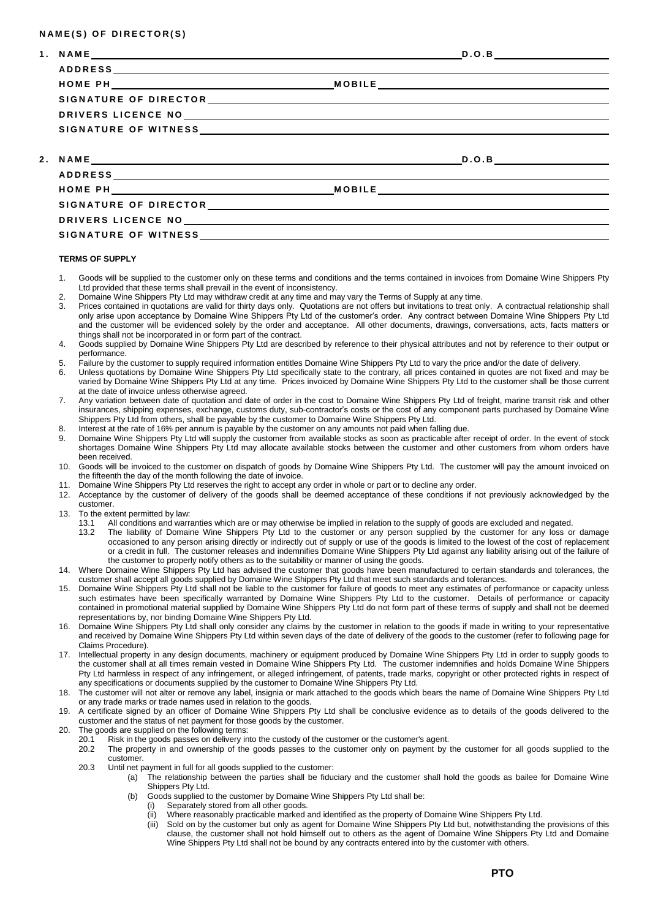**NAME(S) OF DIRECTOR(S)**

1. NAME ______________________________ D.O.B ______________

   ADDRESS ______________________________

   HOME PH ______________________________ MOBILE ______________________________

   SIGNATURE OF DIRECTOR ______________________________

   DRIVERS LICENCE NO ______________________________

   SIGNATURE OF WITNESS ______________________________

2. NAME ______________________________ D.O.B ______________

   ADDRESS ______________________________

   HOME PH ______________________________ MOBILE ______________________________

   SIGNATURE OF DIRECTOR ______________________________

   DRIVERS LICENCE NO ______________________________

   SIGNATURE OF WITNESS ______________________________

**TERMS OF SUPPLY**

1. Goods will be supplied to the customer only on these terms and conditions and the terms contained in invoices from Domaine Wine Shippers Pty Ltd provided that these terms shall prevail in the event of inconsistency.
2. Domaine Wine Shippers Pty Ltd may withdraw credit at any time and may vary the Terms of Supply at any time.
3. Prices contained in quotations are valid for thirty days only. Quotations are not offers but invitations to treat only. A contractual relationship shall only arise upon acceptance by Domaine Wine Shippers Pty Ltd of the customer's order. Any contract between Domaine Wine Shippers Pty Ltd and the customer will be evidenced solely by the order and acceptance. All other documents, drawings, conversations, acts, facts matters or things shall not be incorporated in or form part of the contract.
4. Goods supplied by Domaine Wine Shippers Pty Ltd are described by reference to their physical attributes and not by reference to their output or performance.
5. Failure by the customer to supply required information entitles Domaine Wine Shippers Pty Ltd to vary the price and/or the date of delivery.
6. Unless quotations by Domaine Wine Shippers Pty Ltd specifically state to the contrary, all prices contained in quotes are not fixed and may be varied by Domaine Wine Shippers Pty Ltd at any time. Prices invoiced by Domaine Wine Shippers Pty Ltd to the customer shall be those current at the date of invoice unless otherwise agreed.
7. Any variation between date of quotation and date of order in the cost to Domaine Wine Shippers Pty Ltd of freight, marine transit risk and other insurances, shipping expenses, exchange, customs duty, sub-contractor's costs or the cost of any component parts purchased by Domaine Wine Shippers Pty Ltd from others, shall be payable by the customer to Domaine Wine Shippers Pty Ltd.
8. Interest at the rate of 16% per annum is payable by the customer on any amounts not paid when falling due.
9. Domaine Wine Shippers Pty Ltd will supply the customer from available stocks as soon as practicable after receipt of order. In the event of stock shortages Domaine Wine Shippers Pty Ltd may allocate available stocks between the customer and other customers from whom orders have been received.
10. Goods will be invoiced to the customer on dispatch of goods by Domaine Wine Shippers Pty Ltd. The customer will pay the amount invoiced on the fifteenth the day of the month following the date of invoice.
11. Domaine Wine Shippers Pty Ltd reserves the right to accept any order in whole or part or to decline any order.
12. Acceptance by the customer of delivery of the goods shall be deemed acceptance of these conditions if not previously acknowledged by the customer.
13. To the extent permitted by law:
    - 13.1 All conditions and warranties which are or may otherwise be implied in relation to the supply of goods are excluded and negated.
    - 13.2 The liability of Domaine Wine Shippers Pty Ltd to the customer or any person supplied by the customer for any loss or damage occasioned to any person arising directly or indirectly out of supply or use of the goods is limited to the lowest of the cost of replacement or a credit in full. The customer releases and indemnifies Domaine Wine Shippers Pty Ltd against any liability arising out of the failure of the customer to properly notify others as to the suitability or manner of using the goods.
14. Where Domaine Wine Shippers Pty Ltd has advised the customer that goods have been manufactured to certain standards and tolerances, the customer shall accept all goods supplied by Domaine Wine Shippers Pty Ltd that meet such standards and tolerances.
15. Domaine Wine Shippers Pty Ltd shall not be liable to the customer for failure of goods to meet any estimates of performance or capacity unless such estimates have been specifically warranted by Domaine Wine Shippers Pty Ltd to the customer. Details of performance or capacity contained in promotional material supplied by Domaine Wine Shippers Pty Ltd do not form part of these terms of supply and shall not be deemed representations by, nor binding Domaine Wine Shippers Pty Ltd.
16. Domaine Wine Shippers Pty Ltd shall only consider any claims by the customer in relation to the goods if made in writing to your representative and received by Domaine Wine Shippers Pty Ltd within seven days of the date of delivery of the goods to the customer (refer to following page for Claims Procedure).
17. Intellectual property in any design documents, machinery or equipment produced by Domaine Wine Shippers Pty Ltd in order to supply goods to the customer shall at all times remain vested in Domaine Wine Shippers Pty Ltd. The customer indemnifies and holds Domaine Wine Shippers Pty Ltd harmless in respect of any infringement, or alleged infringement, of patents, trade marks, copyright or other protected rights in respect of any specifications or documents supplied by the customer to Domaine Wine Shippers Pty Ltd.
18. The customer will not alter or remove any label, insignia or mark attached to the goods which bears the name of Domaine Wine Shippers Pty Ltd or any trade marks or trade names used in relation to the goods.
19. A certificate signed by an officer of Domaine Wine Shippers Pty Ltd shall be conclusive evidence as to details of the goods delivered to the customer and the status of net payment for those goods by the customer.
20. The goods are supplied on the following terms:
    - 20.1 Risk in the goods passes on delivery into the custody of the customer or the customer's agent.
    - 20.2 The property in and ownership of the goods passes to the customer only on payment by the customer for all goods supplied to the customer.
    - 20.3 Until net payment in full for all goods supplied to the customer:
        - (a) The relationship between the parties shall be fiduciary and the customer shall hold the goods as bailee for Domaine Wine Shippers Pty Ltd.
        - (b) Goods supplied to the customer by Domaine Wine Shippers Pty Ltd shall be:
            - (i) Separately stored from all other goods.
            - (ii) Where reasonably practicable marked and identified as the property of Domaine Wine Shippers Pty Ltd.
            - (iii) Sold on by the customer but only as agent for Domaine Wine Shippers Pty Ltd but, notwithstanding the provisions of this clause, the customer shall not hold himself out to others as the agent of Domaine Wine Shippers Pty Ltd and Domaine Wine Shippers Pty Ltd shall not be bound by any contracts entered into by the customer with others.

**PTO**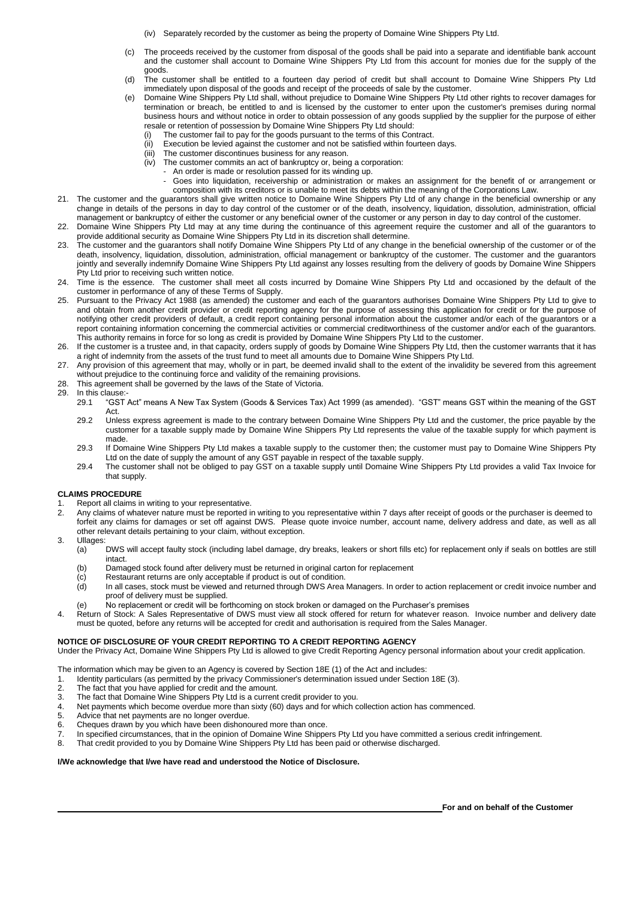(iv) Separately recorded by the customer as being the property of Domaine Wine Shippers Pty Ltd.

(c) The proceeds received by the customer from disposal of the goods shall be paid into a separate and identifiable bank account and the customer shall account to Domaine Wine Shippers Pty Ltd from this account for monies due for the supply of the goods.

(d) The customer shall be entitled to a fourteen day period of credit but shall account to Domaine Wine Shippers Pty Ltd immediately upon disposal of the goods and receipt of the proceeds of sale by the customer.

(e) Domaine Wine Shippers Pty Ltd shall, without prejudice to Domaine Wine Shippers Pty Ltd other rights to recover damages for termination or breach, be entitled to and is licensed by the customer to enter upon the customer's premises during normal business hours and without notice in order to obtain possession of any goods supplied by the supplier for the purpose of either resale or retention of possession by Domaine Wine Shippers Pty Ltd should:
   (i) The customer fail to pay for the goods pursuant to the terms of this Contract.
   (ii) Execution be levied against the customer and not be satisfied within fourteen days.
   (iii) The customer discontinues business for any reason.
   (iv) The customer commits an act of bankruptcy or, being a corporation:
      - An order is made or resolution passed for its winding up.
      - Goes into liquidation, receivership or administration or makes an assignment for the benefit of or arrangement or composition with its creditors or is unable to meet its debts within the meaning of the Corporations Law.

21. The customer and the guarantors shall give written notice to Domaine Wine Shippers Pty Ltd of any change in the beneficial ownership or any change in details of the persons in day to day control of the customer or of the death, insolvency, liquidation, dissolution, administration, official management or bankruptcy of either the customer or any beneficial owner of the customer or any person in day to day control of the customer.
22. Domaine Wine Shippers Pty Ltd may at any time during the continuance of this agreement require the customer and all of the guarantors to provide additional security as Domaine Wine Shippers Pty Ltd in its discretion shall determine.
23. The customer and the guarantors shall notify Domaine Wine Shippers Pty Ltd of any change in the beneficial ownership of the customer or of the death, insolvency, liquidation, dissolution, administration, official management or bankruptcy of the customer. The customer and the guarantors jointly and severally indemnify Domaine Wine Shippers Pty Ltd against any losses resulting from the delivery of goods by Domaine Wine Shippers Pty Ltd prior to receiving such written notice.
24. Time is the essence. The customer shall meet all costs incurred by Domaine Wine Shippers Pty Ltd and occasioned by the default of the customer in performance of any of these Terms of Supply.
25. Pursuant to the Privacy Act 1988 (as amended) the customer and each of the guarantors authorises Domaine Wine Shippers Pty Ltd to give to and obtain from another credit provider or credit reporting agency for the purpose of assessing this application for credit or for the purpose of notifying other credit providers of default, a credit report containing personal information about the customer and/or each of the guarantors or a report containing information concerning the commercial activities or commercial creditworthiness of the customer and/or each of the guarantors. This authority remains in force for so long as credit is provided by Domaine Wine Shippers Pty Ltd to the customer.
26. If the customer is a trustee and, in that capacity, orders supply of goods by Domaine Wine Shippers Pty Ltd, then the customer warrants that it has a right of indemnity from the assets of the trust fund to meet all amounts due to Domaine Wine Shippers Pty Ltd.
27. Any provision of this agreement that may, wholly or in part, be deemed invalid shall to the extent of the invalidity be severed from this agreement without prejudice to the continuing force and validity of the remaining provisions.
28. This agreement shall be governed by the laws of the State of Victoria.
29. In this clause:-
   29.1 "GST Act" means A New Tax System (Goods & Services Tax) Act 1999 (as amended). "GST" means GST within the meaning of the GST Act.
   29.2 Unless express agreement is made to the contrary between Domaine Wine Shippers Pty Ltd and the customer, the price payable by the customer for a taxable supply made by Domaine Wine Shippers Pty Ltd represents the value of the taxable supply for which payment is made.
   29.3 If Domaine Wine Shippers Pty Ltd makes a taxable supply to the customer then; the customer must pay to Domaine Wine Shippers Pty Ltd on the date of supply the amount of any GST payable in respect of the taxable supply.
   29.4 The customer shall not be obliged to pay GST on a taxable supply until Domaine Wine Shippers Pty Ltd provides a valid Tax Invoice for that supply.

**CLAIMS PROCEDURE**

1. Report all claims in writing to your representative.
2. Any claims of whatever nature must be reported in writing to you representative within 7 days after receipt of goods or the purchaser is deemed to forfeit any claims for damages or set off against DWS. Please quote invoice number, account name, delivery address and date, as well as all other relevant details pertaining to your claim, without exception.
3. Ullages:
   (a) DWS will accept faulty stock (including label damage, dry breaks, leakers or short fills etc) for replacement only if seals on bottles are still intact.
   (b) Damaged stock found after delivery must be returned in original carton for replacement
   (c) Restaurant returns are only acceptable if product is out of condition.
   (d) In all cases, stock must be viewed and returned through DWS Area Managers. In order to action replacement or credit invoice number and proof of delivery must be supplied.
   (e) No replacement or credit will be forthcoming on stock broken or damaged on the Purchaser's premises
4. Return of Stock: A Sales Representative of DWS must view all stock offered for return for whatever reason. Invoice number and delivery date must be quoted, before any returns will be accepted for credit and authorisation is required from the Sales Manager.

**NOTICE OF DISCLOSURE OF YOUR CREDIT REPORTING TO A CREDIT REPORTING AGENCY**

Under the Privacy Act, Domaine Wine Shippers Pty Ltd is allowed to give Credit Reporting Agency personal information about your credit application.

The information which may be given to an Agency is covered by Section 18E (1) of the Act and includes:

1. Identity particulars (as permitted by the privacy Commissioner's determination issued under Section 18E (3).
2. The fact that you have applied for credit and the amount.
3. The fact that Domaine Wine Shippers Pty Ltd is a current credit provider to you.
4. Net payments which become overdue more than sixty (60) days and for which collection action has commenced.
5. Advice that net payments are no longer overdue.
6. Cheques drawn by you which have been dishonoured more than once.
7. In specified circumstances, that in the opinion of Domaine Wine Shippers Pty Ltd you have committed a serious credit infringement.
8. That credit provided to you by Domaine Wine Shippers Pty Ltd has been paid or otherwise discharged.

**I/We acknowledge that I/we have read and understood the Notice of Disclosure.**

______________________________ **For and on behalf of the Customer**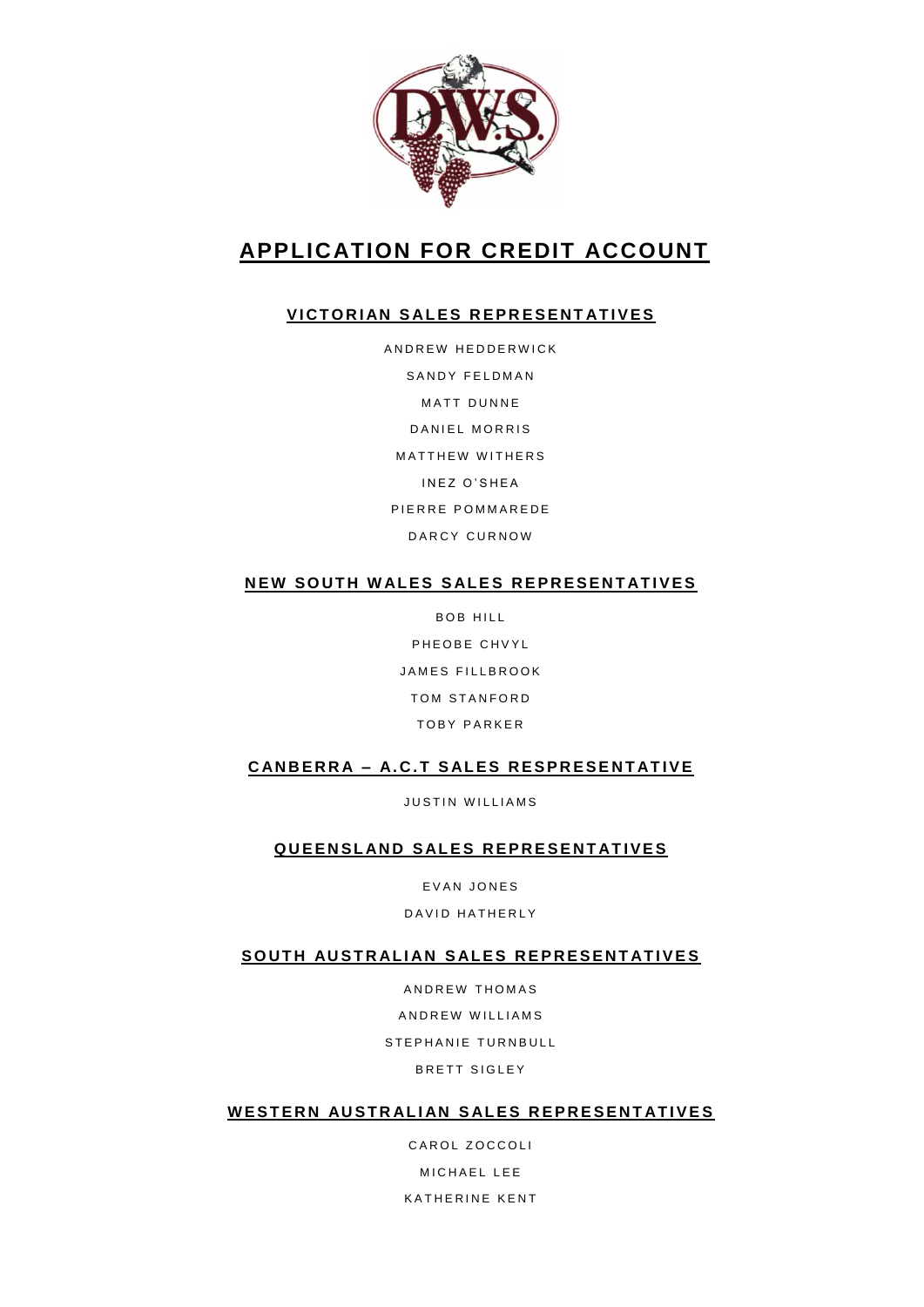# APPLICATION FOR CREDIT ACCOUNT

## VICTORIAN SALES REPRESENTATIVES

ANDREW HEDDERWICK

SANDY FELDMAN

MATT DUNNE

DANIEL MORRIS

MATTHEW WITHERS

INEZ O'SHEA

PIERRE POMMAREDE

DARCY CURNOW

## NEW SOUTH WALES SALES REPRESENTATIVES

BOB HILL

PHEOBE CHVYL

JAMES FILLBROOK

TOM STANFORD

TOBY PARKER

## CANBERRA – A.C.T SALES RESPRESENTATIVE

JUSTIN WILLIAMS

## QUEENSLAND SALES REPRESENTATIVES

EVAN JONES

DAVID HATHERLY

## SOUTH AUSTRALIAN SALES REPRESENTATIVES

ANDREW THOMAS

ANDREW WILLIAMS

STEPHANIE TURNBULL

BRETT SIGLEY

## WESTERN AUSTRALIAN SALES REPRESENTATIVES

CAROL ZOCCOLI

MICHAEL LEE

KATHERINE KENT